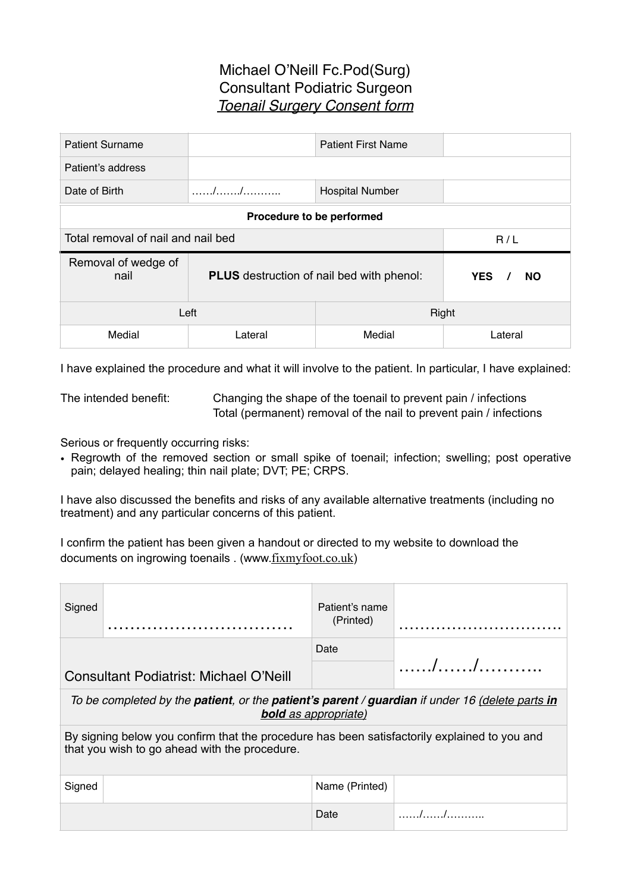# Michael O'Neill Fc.Pod(Surg)
## Consultant Podiatric Surgeon
### *Toenail Surgery Consent form*

| Patient Surname | | Patient First Name | |
|---|---|---|---|
| Patient's address | | | |
| Date of Birth | ……/……./……….. | Hospital Number | |

| Procedure to be performed | | | |
|---|---|---|---|
| Total removal of nail and nail bed | | | R / L |
| Removal of wedge of nail | **PLUS** destruction of nail bed with phenol: | | **YES / NO** |
| Left | | Right | |
| Medial | Lateral | Medial | Lateral |

I have explained the procedure and what it will involve to the patient. In particular, I have explained:

The intended benefit: Changing the shape of the toenail to prevent pain / infections
Total (permanent) removal of the nail to prevent pain / infections

Serious or frequently occurring risks:

- Regrowth of the removed section or small spike of toenail; infection; swelling; post operative pain; delayed healing; thin nail plate; DVT; PE; CRPS.

I have also discussed the benefits and risks of any available alternative treatments (including no treatment) and any particular concerns of this patient.

I confirm the patient has been given a handout or directed to my website to download the documents on ingrowing toenails . (www.fixmyfoot.co.uk)

| Signed | …………………………… | Patient's name (Printed) | ………………………… |
|---|---|---|---|
| Consultant Podiatrist: Michael O'Neill | | Date | ……/……/……….. |

| *To be completed by the **patient**, or the **patient's parent / guardian** if under 16 (delete parts **in bold** as appropriate)* | | | |
|---|---|---|---|
| By signing below you confirm that the procedure has been satisfactorily explained to you and that you wish to go ahead with the procedure. | | | |
| Signed | | Name (Printed) | |
| | | Date | ……/……/……….. |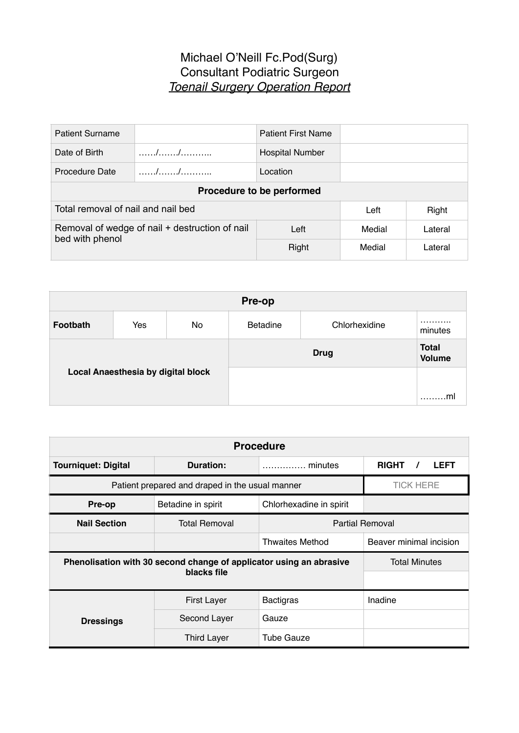# Michael O'Neill Fc.Pod(Surg)
## Consultant Podiatric Surgeon
### *Toenail Surgery Operation Report*

| Patient Surname | | Patient First Name | | |
|---|---|---|---|---|
| Date of Birth | ……/……./……….. | Hospital Number | | |
| Procedure Date | ……/……./……….. | Location | | |
| **Procedure to be performed** | | | | |
| Total removal of nail and nail bed | | | Left | Right |
| Removal of wedge of nail + destruction of nail bed with phenol | | Left | Medial | Lateral |
| | | Right | Medial | Lateral |

| **Pre-op** | | | | | |
|---|---|---|---|---|---|
| **Footbath** | Yes | No | Betadine | Chlorhexidine | ……….. minutes |
| **Local Anaesthesia by digital block** | | | **Drug** | | **Total Volume** |
| | | | | | ………ml |

| **Procedure** | | | |
|---|---|---|---|
| **Tourniquet: Digital** | **Duration:** | …………… minutes | **RIGHT / LEFT** |
| Patient prepared and draped in the usual manner | | | TICK HERE |
| **Pre-op** | Betadine in spirit | Chlorhexadine in spirit | |
| **Nail Section** | Total Removal | Partial Removal | |
| | | Thwaites Method | Beaver minimal incision |
| **Phenolisation with 30 second change of applicator using an abrasive blacks file** | | | Total Minutes |
| | | | |
| **Dressings** | First Layer | Bactigras | Inadine |
| | Second Layer | Gauze | |
| | Third Layer | Tube Gauze | |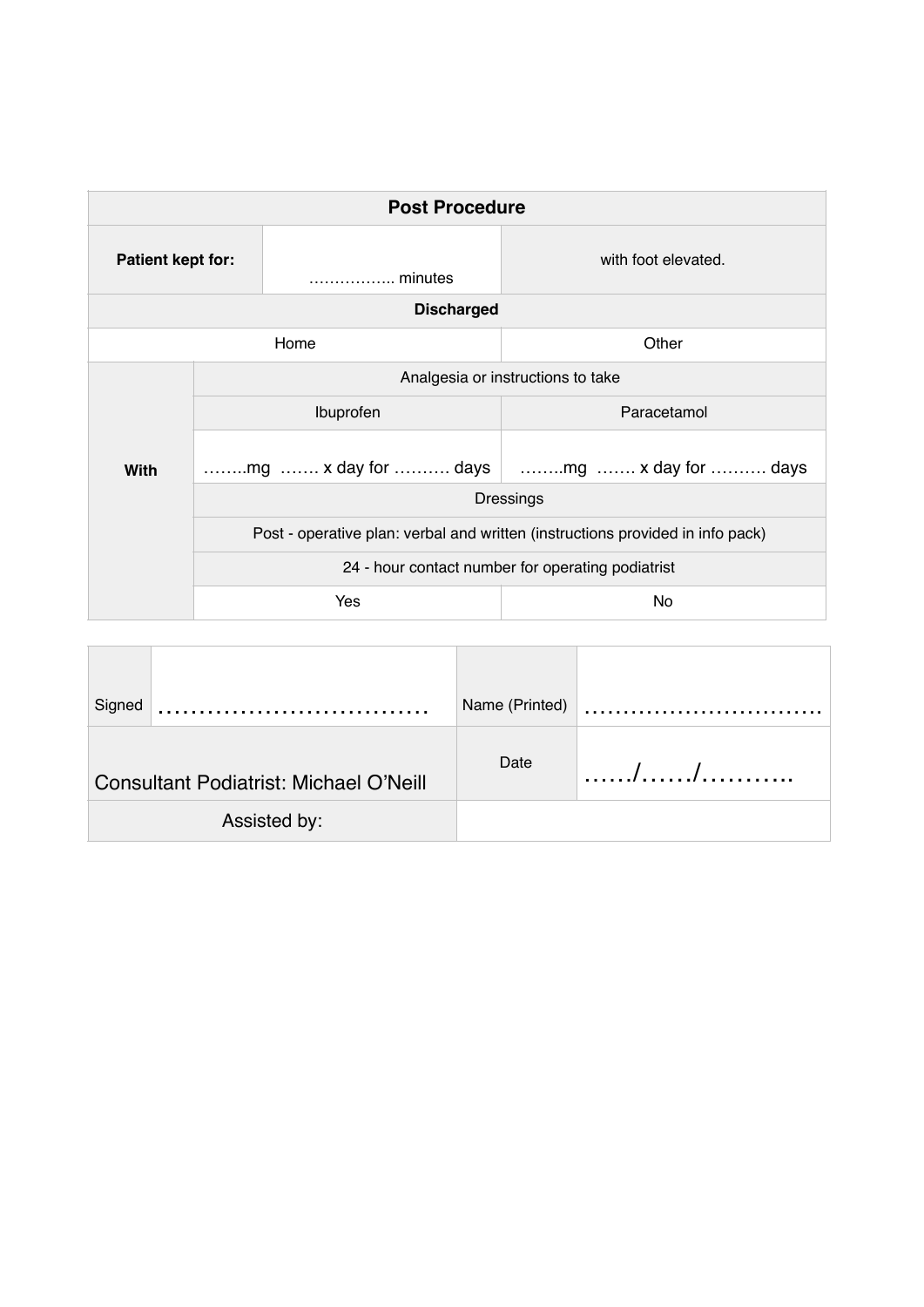| Post Procedure | | | |
|---|---|---|---|
| **Patient kept for:** | …………….. minutes | with foot elevated. | |
| **Discharged** | | | |
| Home | | Other | |
| **With** | Analgesia or instructions to take | | |
| | Ibuprofen | Paracetamol | |
| | ……..mg ……. x day for ………. days | ……..mg ……. x day for ………. days | |
| | Dressings | | |
| | Post - operative plan: verbal and written (instructions provided in info pack) | | |
| | 24 - hour contact number for operating podiatrist | | |
| | Yes | No | |

| | | | |
|---|---|---|---|
| Signed | ……………………………. | Name (Printed) | ………………………….. |
| Consultant Podiatrist: Michael O'Neill | | Date | ……/……/……….. |
| Assisted by: | | | |